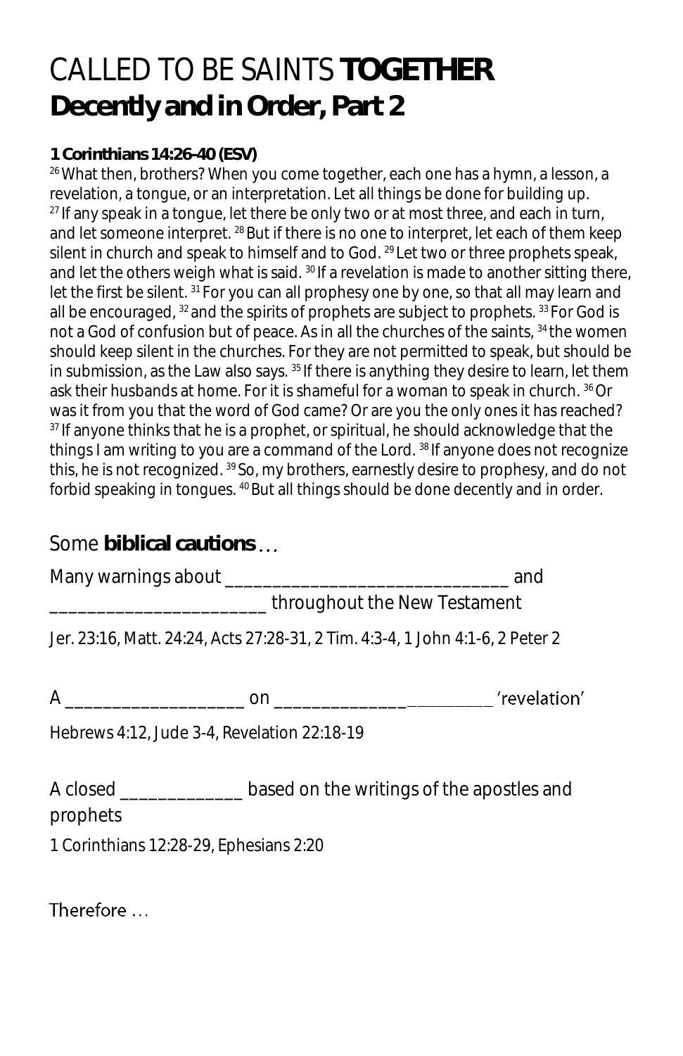# CALLED TO BE SAINTS **TOGETHER**

## Decently and in Order, Part 2

**1 Corinthians 14:26-40 (ESV)**

[26] What then, brothers? When you come together, each one has a hymn, a lesson, a revelation, a tongue, or an interpretation. Let all things be done for building up. [27] If any speak in a tongue, let there be only two or at most three, and each in turn, and let someone interpret. [28] But if there is no one to interpret, let each of them keep silent in church and speak to himself and to God. [29] Let two or three prophets speak, and let the others weigh what is said. [30] If a revelation is made to another sitting there, let the first be silent. [31] For you can all prophesy one by one, so that all may learn and all be encouraged, [32] and the spirits of prophets are subject to prophets. [33] For God is not a God of confusion but of peace. As in all the churches of the saints, [34] the women should keep silent in the churches. For they are not permitted to speak, but should be in submission, as the Law also says. [35] If there is anything they desire to learn, let them ask their husbands at home. For it is shameful for a woman to speak in church. [36] Or was it from you that the word of God came? Or are you the only ones it has reached? [37] If anyone thinks that he is a prophet, or spiritual, he should acknowledge that the things I am writing to you are a command of the Lord. [38] If anyone does not recognize this, he is not recognized. [39] So, my brothers, earnestly desire to prophesy, and do not forbid speaking in tongues. [40] But all things should be done decently and in order.

## Some **biblical cautions** …

Many warnings about ______________________________ and ______________________ throughout the New Testament

Jer. 23:16, Matt. 24:24, Acts 27:28-31, 2 Tim. 4:3-4, 1 John 4:1-6, 2 Peter 2

A __________________ on ______________________ 'revelation'

Hebrews 4:12, Jude 3-4, Revelation 22:18-19

A closed _____________ based on the writings of the apostles and prophets

1 Corinthians 12:28-29, Ephesians 2:20

Therefore …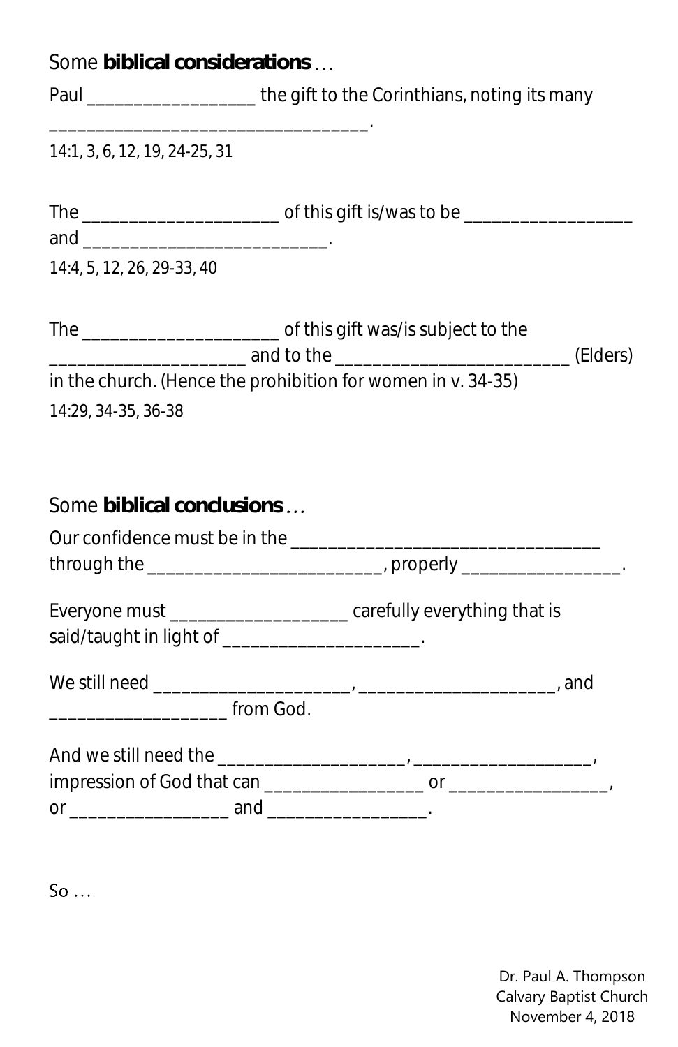Some **biblical considerations** …

Paul ___________________ the gift to the Corinthians, noting its many ____________________________________.

14:1, 3, 6, 12, 19, 24-25, 31

The ______________________ of this gift is/was to be ___________________ and ____________________________.

14:4, 5, 12, 26, 29-33, 40

The ______________________ of this gift was/is subject to the ______________________ and to the ___________________________ (Elders) in the church. (Hence the prohibition for women in v. 34-35)

14:29, 34-35, 36-38

Some **biblical conclusions** …

Our confidence must be in the ___________________________________ through the ___________________________, properly __________________.

Everyone must ____________________ carefully everything that is said/taught in light of ______________________.

We still need ______________________, ______________________, and ____________________ from God.

And we still need the ______________________, ____________________, impression of God that can __________________ or __________________, or __________________ and __________________.

So …

Dr. Paul A. Thompson
Calvary Baptist Church
November 4, 2018